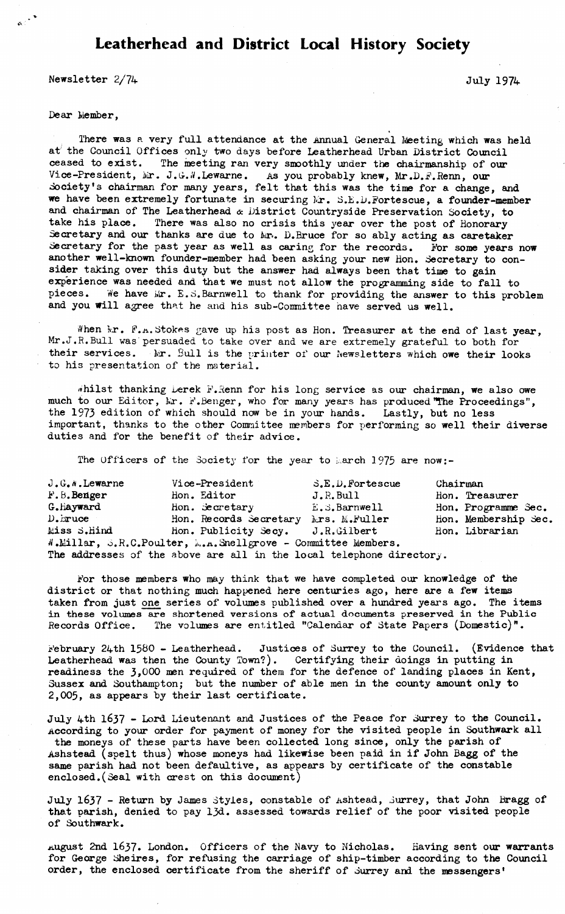# Leatherhead and District Local History Society

Newsletter 2/74 July 1974

Dear Member,

There was a very full attendance at the Annual General Meeting which was held at the Council Offices only two days before Leatherhead Urban District Council ceased to exist. The meeting ran very smoothly under the chairmanship of our Vice-President, Mr. J.G.W.Lewarne. As you probably knew, Mr.D.F.Renn, our Society's chairman for many years, felt that this was the time for a change, and we have been extremely fortunate in securing Mr. S.E.D.Fortescue, a founder-member and chairman of The Leatherhead & District Countryside Preservation Society, to take his place. There was also no crisis this year over the post of Honorary Secretary and our thanks are due to Mr. D.Bruce for so ably acting as caretaker Secretary for the past year as well as caring for the records. For some years now another well-known founder-member had been asking your new Hon. Secretary to consider taking over this duty but the answer had always been that time to gain experience was needed and that we must not allow the programming side to fall to pieces. We have Mr. E.S.Barnwell to thank for providing the answer to this problem and you will agree that he and his sub-Committee have served us well.

When Mr. F.A.Stokes gave up his post as Hon. Treasurer at the end of last year, Mr.J.R.Bull was persuaded to take over and we are extremely grateful to both for their services. Mr. Bull is the printer of our Newsletters which owe their looks to his presentation of the material.

Whilst thanking Derek F.Renn for his long service as our chairman, we also owe much to our Editor, Mr. F.Benger, who for many years has produced "The Proceedings", the 1973 edition of which should now be in your hands. Lastly, but no less important, thanks to the other Committee members for performing so well their diverse duties and for the benefit of their advice.

The Officers of the Society for the year to March 1975 are now:-

| | | | |
|---|---|---|---|
| J.G.W.Lewarne | Vice-President | S.E.D.Fortescue | Chairman |
| F.B.Benger | Hon. Editor | J.R.Bull | Hon. Treasurer |
| G.Hayward | Hon. Secretary | E.S.Barnwell | Hon. Programme Sec. |
| D.Bruce | Hon. Records Secretary | Mrs. M.Fuller | Hon. Membership Sec. |
| Miss S.Hind | Hon. Publicity Secy. | J.R.Gilbert | Hon. Librarian |

W.Millar, S.R.C.Poulter, M.A.Snellgrove - Committee Members.

The addresses of the above are all in the local telephone directory.

For those members who may think that we have completed our knowledge of the district or that nothing much happened here centuries ago, here are a few items taken from just one series of volumes published over a hundred years ago. The items in these volumes are shortened versions of actual documents preserved in the Public Records Office. The volumes are entitled "Calendar of State Papers (Domestic)".

February 24th 1580 - Leatherhead. Justices of Surrey to the Council. (Evidence that Leatherhead was then the County Town?). Certifying their doings in putting in readiness the 3,000 men required of them for the defence of landing places in Kent, Sussex and Southampton; but the number of able men in the county amount only to 2,005, as appears by their last certificate.

July 4th 1637 - Lord Lieutenant and Justices of the Peace for Surrey to the Council. According to your order for payment of money for the visited people in Southwark all the moneys of these parts have been collected long since, only the parish of Ashstead (spelt thus) whose moneys had likewise been paid in if John Bagg of the same parish had not been defaultive, as appears by certificate of the constable enclosed.(Seal with crest on this document)

July 1637 - Return by James Styles, constable of Ashtead, Surrey, that John Bragg of that parish, denied to pay 13d. assessed towards relief of the poor visited people of Southwark.

August 2nd 1637. London. Officers of the Navy to Nicholas. Having sent our warrants for George Sheires, for refusing the carriage of ship-timber according to the Council order, the enclosed certificate from the sheriff of Surrey and the messengers'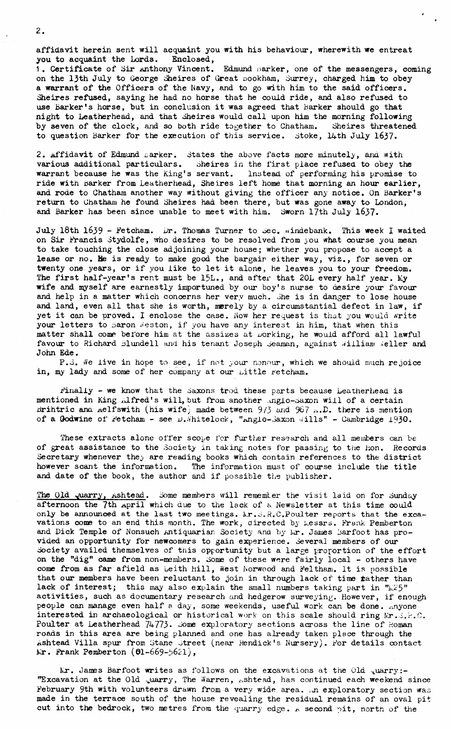affidavit herein sent will acquaint you with his behaviour, wherewith we entreat you to acquaint the Lords. Enclosed,

1. Certificate of Sir Anthony Vincent. Edmund Barker, one of the messengers, coming on the 13th July to George Sheires of Great Bookham, Surrey, charged him to obey a warrant of the Officers of the Navy, and to go with him to the said officers. Sheires refused, saying he had no horse that he could ride, and also refused to use Barker's horse, but in conclusion it was agreed that Barker should go that night to Leatherhead, and that Sheires would call upon him the morning following by seven of the clock, and so both ride together to Chatham. Sheires threatened to question Barker for the execution of this service. Stoke, 14th July 1637.

2. Affidavit of Edmund Barker. States the above facts more minutely, and with various additional particulars. Sheires in the first place refused to obey the warrant because he was the King's servant. Instead of performing his promise to ride with Barker from Leatherhead, Sheires left home that morning an hour earlier, and rode to Chatham another way without giving the officer any notice. On Barker's return to Chatham he found Sheires had been there, but was gone away to London, and Barker has been since unable to meet with him. Sworn 17th July 1637.

July 18th 1639 - Fetcham. Dr. Thomas Turner to Sec. Windebank. This week I waited on Sir Francis Stydolfe, who desires to be resolved from you what course you mean to take touching the close adjoining your house; whether you propose to accept a lease or no. He is ready to make good the bargain either way, viz., for seven or twenty one years, or if you like to let it alone, he leaves you to your freedom. The first half-year's rent must be 15L., and after that 20L every half year. My wife and myself are earnestly importuned by our boy's nurse to desire your favour and help in a matter which concerns her very much. She is in danger to lose house and land, even all that she is worth, merely by a circumstantial defect in law, if yet it can be proved. I enclose the case. Now her request is that you would write your letters to Baron Weston, if you have any interest in him, that when this matter shall come before him at the assizes at Dorking, he would afford all lawful favour to Richard Blundell and his tenant Joseph Seaman, against William Weller and John Ede.

P.S. We live in hope to see, if not your honour, which we should much rejoice in, my lady and some of her company at our Little Fetcham.

Finally - we know that the Saxons trod these parts because Leatherhead is mentioned in King Alfred's will, but from another Anglo-Saxon will of a certain Brihtric and Aelfswith (his wife) made between 973 and 987 A.D. there is mention of a Godwine of Fetcham - see D.Whitelock, "Anglo-Saxon Wills" - Cambridge 1930.

These extracts alone offer scope for further research and all members can be of great assistance to the Society in taking notes for passing to the Hon. Records Secretary whenever they are reading books which contain references to the district however scant the information. The information must of course include the title and date of the book, the author and if possible the publisher.

The Old Quarry, Ashtead. Some members will remember the visit laid on for Sunday afternoon the 7th April which due to the lack of a Newsletter at this time could only be announced at the last two meetings. Mr.S.R.C.Poulter reports that the excavations come to an end this month. The work, directed by Messrs. Frank Pemberton and Dick Temple of Nonsuch Antiquarian Society and by Mr. James Barfoot has provided an opportunity for newcomers to gain experience. Several members of our Society availed themselves of this opportunity but a large proportion of the effort on the "dig" came from non-members. Some of these were fairly local - others have come from as far afield as Leith Hill, West Norwood and Feltham. It is possible that our members have been reluctant to join in through lack of time rather than lack of interest; this may also explain the small numbers taking part in "L25" activities, such as documentary research and hedgerow surveying. However, if enough people can manage even half a day, some weekends, useful work can be done. Anyone interested in archaeological or historical work on this scale should ring Mr.S.R.C. Poulter at Leatherhead 74773. Some exploratory sections across the line of Roman roads in this area are being planned and one has already taken place through the Ashtead Villa spur from Stane Street (near Rendick's Nursery). For details contact Mr. Frank Pemberton (01-669-5621),

Mr. James Barfoot writes as follows on the excavations at the Old Quarry:- "Excavation at the Old Quarry, The Warren, Ashtead, has continued each weekend since February 9th with volunteers drawn from a very wide area. An exploratory section was made in the terrace south of the house revealing the residual remains of an oval pit cut into the bedrock, two metres from the quarry edge. A second pit, north of the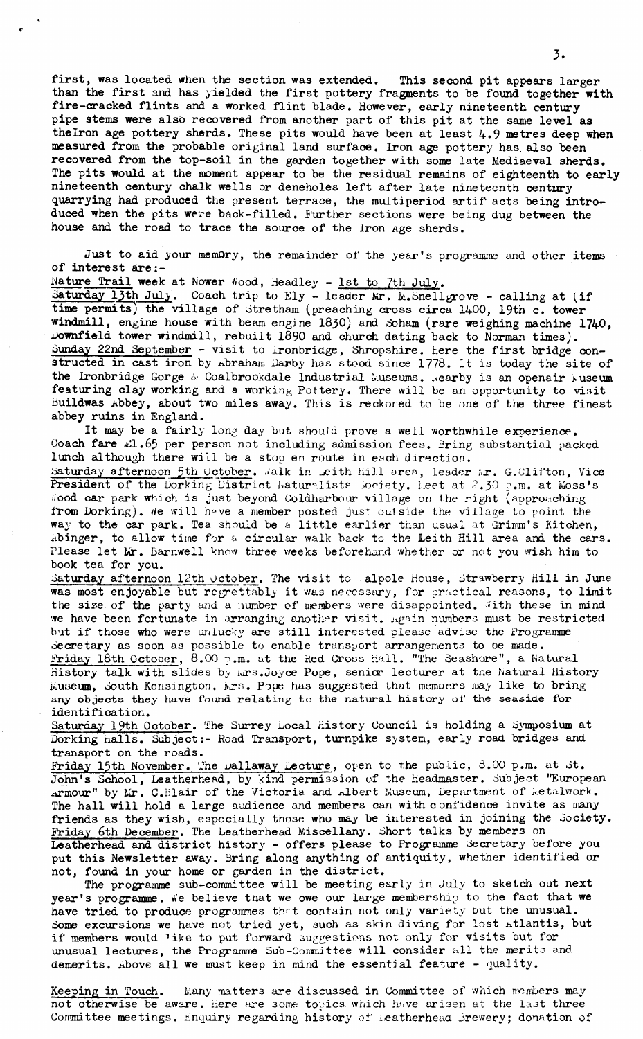first, was located when the section was extended. This second pit appears larger than the first and has yielded the first pottery fragments to be found together with fire-cracked flints and a worked flint blade. However, early nineteenth century pipe stems were also recovered from another part of this pit at the same level as the Iron age pottery sherds. These pits would have been at least 4.9 metres deep when measured from the probable original land surface. Iron age pottery has also been recovered from the top-soil in the garden together with some late Mediaeval sherds. The pits would at the moment appear to be the residual remains of eighteenth to early nineteenth century chalk wells or deneholes left after late nineteenth century quarrying had produced the present terrace, the multiperiod artif acts being introduced when the pits were back-filled. Further sections were being dug between the house and the road to trace the source of the Iron Age sherds.

Just to aid your memory, the remainder of the year's programme and other items of interest are:-

Nature Trail week at Nower Wood, Headley - 1st to 7th July.

Saturday 13th July. Coach trip to Ely - leader Mr. M.Snellgrove - calling at (if time permits) the village of Stretham (preaching cross circa 1400, 19th c. tower windmill, engine house with beam engine 1830) and Soham (rare weighing machine 1740, Downfield tower windmill, rebuilt 1890 and church dating back to Norman times).

Sunday 22nd September - visit to Ironbridge, Shropshire. Here the first bridge constructed in cast iron by Abraham Darby has stood since 1778. It is today the site of the Ironbridge Gorge & Coalbrookdale Industrial Museums. Nearby is an openair Museum featuring clay working and a working Pottery. There will be an opportunity to visit Buildwas Abbey, about two miles away. This is reckoned to be one of the three finest abbey ruins in England.

It may be a fairly long day but should prove a well worthwhile experience. Coach fare £1.65 per person not including admission fees. Bring substantial packed lunch although there will be a stop en route in each direction.

Saturday afternoon 5th October. Walk in Leith Hill area, leader Mr. G.Clifton, Vice President of the Dorking District Naturalists Society. Meet at 2.30 p.m. at Moss's Wood car park which is just beyond Coldharbour village on the right (approaching from Dorking). We will have a member posted just outside the village to point the way to the car park. Tea should be a little earlier than usual at Grimm's Kitchen, Abinger, to allow time for a circular walk back to the Leith Hill area and the cars. Please let Mr. Barnwell know three weeks beforehand whether or not you wish him to book tea for you.

Saturday afternoon 12th October. The visit to Walpole House, Strawberry Hill in June was most enjoyable but regrettably it was necessary, for practical reasons, to limit the size of the party and a number of members were disappointed. With these in mind we have been fortunate in arranging another visit. Again numbers must be restricted but if those who were unlucky are still interested please advise the Programme Secretary as soon as possible to enable transport arrangements to be made.

Friday 18th October, 8.00 p.m. at the Red Cross Hall. "The Seashore", a Natural History talk with slides by Mrs.Joyce Pope, senior lecturer at the Natural History Museum, South Kensington. Mrs. Pope has suggested that members may like to bring any objects they have found relating to the natural history of the seaside for identification.

Saturday 19th October. The Surrey Local History Council is holding a Symposium at Dorking Halls. Subject:- Road Transport, turnpike system, early road bridges and transport on the roads.

Friday 15th November. The Dallaway Lecture, open to the public, 8.00 p.m. at St. John's School, Leatherhead, by kind permission of the Headmaster. Subject "European Armour" by Mr. C.Blair of the Victoria and Albert Museum, Department of Metalwork. The hall will hold a large audience and members can with confidence invite as many friends as they wish, especially those who may be interested in joining the Society.

Friday 6th December. The Leatherhead Miscellany. Short talks by members on Leatherhead and district history - offers please to Programme Secretary before you put this Newsletter away. Bring along anything of antiquity, whether identified or not, found in your home or garden in the district.

The programme sub-committee will be meeting early in July to sketch out next year's programme. We believe that we owe our large membership to the fact that we have tried to produce programmes that contain not only variety but the unusual. Some excursions we have not tried yet, such as skin diving for lost Atlantis, but if members would like to put forward suggestions not only for visits but for unusual lectures, the Programme Sub-Committee will consider all the merits and demerits. Above all we must keep in mind the essential feature - quality.

Keeping in Touch. Many matters are discussed in Committee of which members may not otherwise be aware. Here are some topics which have arisen at the last three Committee meetings. Enquiry regarding history of Leatherhead Brewery; donation of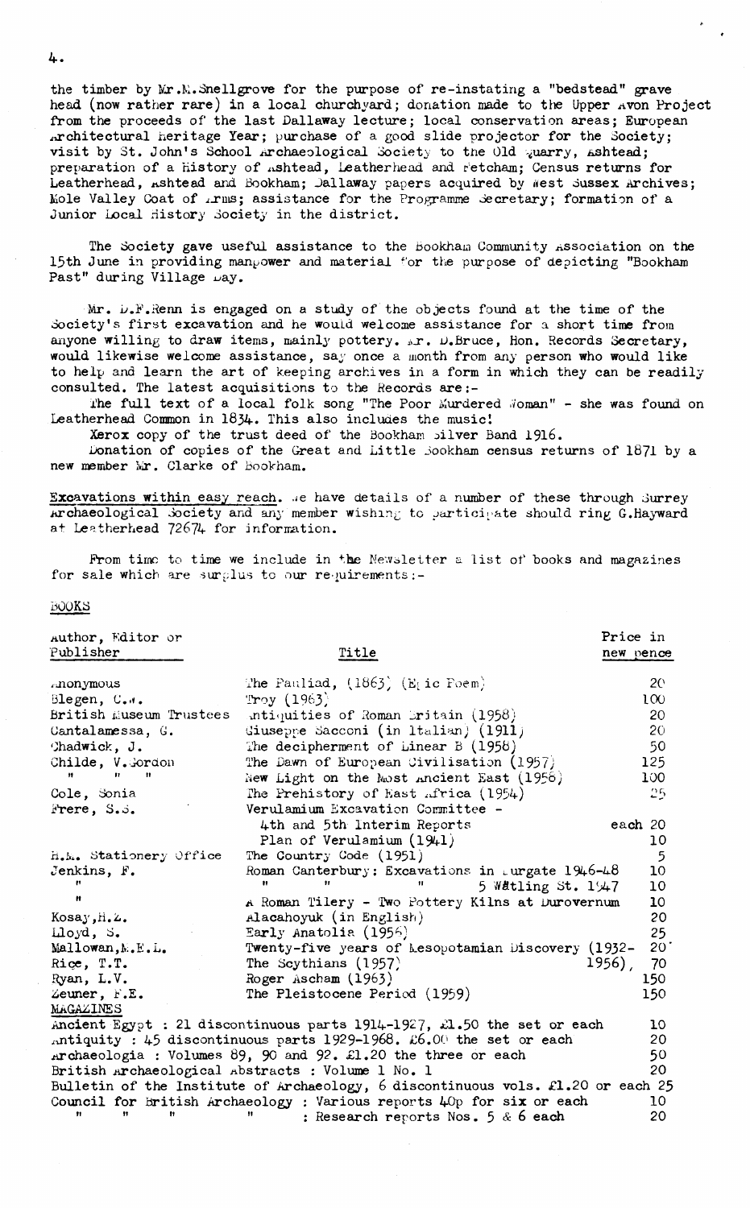the timber by Mr.M.Snellgrove for the purpose of re-instating a "bedstead" grave head (now rather rare) in a local churchyard; donation made to the Upper Avon Project from the proceeds of the last Dallaway lecture; local conservation areas; European Architectural Heritage Year; purchase of a good slide projector for the Society; visit by St. John's School Archaeological Society to the Old Quarry, Ashtead; preparation of a History of Ashtead, Leatherhead and Fetcham; Census returns for Leatherhead, Ashtead and Bookham; Dallaway papers acquired by West Sussex Archives; Mole Valley Coat of Arms; assistance for the Programme Secretary; formation of a Junior Local History Society in the district.

The Society gave useful assistance to the Bookham Community Association on the 15th June in providing manpower and material for the purpose of depicting "Bookham Past" during Village Day.

Mr. D.F.Renn is engaged on a study of the objects found at the time of the Society's first excavation and he would welcome assistance for a short time from anyone willing to draw items, mainly pottery. Mr. D.Bruce, Hon. Records Secretary, would likewise welcome assistance, say once a month from any person who would like to help and learn the art of keeping archives in a form in which they can be readily consulted. The latest acquisitions to the Records are:-

The full text of a local folk song "The Poor Murdered Woman" - she was found on Leatherhead Common in 1834. This also includes the music!

Xerox copy of the trust deed of the Bookham Silver Band 1916.

Donation of copies of the Great and Little Bookham census returns of 1871 by a new member Mr. Clarke of Bookham.

<u>Excavations within easy reach.</u> We have details of a number of these through Surrey Archaeological Society and any member wishing to participate should ring G.Hayward at Leatherhead 72674 for information.

From time to time we include in the Newsletter a list of books and magazines for sale which are surplus to our requirements:-

BOOKS

| Author, Editor or Publisher | Title | Price in new pence |
|---|---|---|
| Anonymous | The Pauliad, (1863) (Epic Poem) | 20 |
| Blegen, C.W. | Troy (1963) | 100 |
| British Museum Trustees | Antiquities of Roman Britain (1958) | 20 |
| Cantalamessa, G. | Giuseppe Sacconi (in Italian) (1911) | 20 |
| Chadwick, J. | The decipherment of Linear B (1958) | 50 |
| Childe, V.Gordon | The Dawn of European Civilisation (1957) | 125 |
| " " " | New Light on the Most Ancient East (1956) | 100 |
| Cole, Sonia | The Prehistory of East Africa (1954) | 25 |
| Frere, S.S. | Verulamium Excavation Committee - 4th and 5th Interim Reports | each 20 |
| | Plan of Verulamium (1941) | 10 |
| H.M. Stationery Office | The Country Code (1951) | 5 |
| Jenkins, F. | Roman Canterbury: Excavations in Burgate 1946-48 | 10 |
| " | " " " 5 Watling St. 1947 | 10 |
| " | A Roman Tilery - Two Pottery Kilns at Durovernum | 10 |
| Kosay, H.Z. | Alacahoyuk (in English) | 20 |
| Lloyd, S. | Early Anatolia (1956) | 25 |
| Mallowan, M.E.L. | Twenty-five years of Mesopotamian Discovery (1932-1956) | 20 |
| Rice, T.T. | The Scythians (1957) | 70 |
| Ryan, L.V. | Roger Ascham (1963) | 150 |
| Zeuner, F.E. | The Pleistocene Period (1959) | 150 |

MAGAZINES

| | |
|---|---|
| Ancient Egypt : 21 discontinuous parts 1914-1927, £1.50 the set or each | 10 |
| Antiquity : 45 discontinuous parts 1929-1968. £6.00 the set or each | 20 |
| Archaeologia : Volumes 89, 90 and 92. £1.20 the three or each | 50 |
| British Archaeological Abstracts : Volume 1 No. 1 | 20 |
| Bulletin of the Institute of Archaeology, 6 discontinuous vols. £1.20 or each | 25 |
| Council for British Archaeology : Various reports 40p for six or each | 10 |
| " " " " : Research reports Nos. 5 & 6 each | 20 |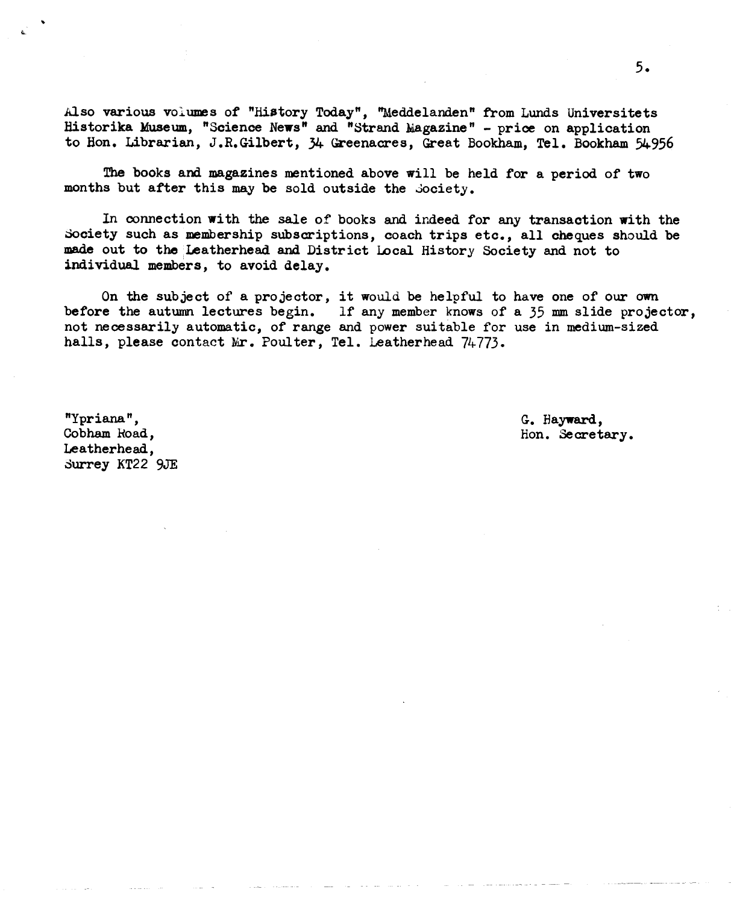Also various volumes of "History Today", "Meddelanden" from Lunds Universitets Historika Museum, "Science News" and "Strand Magazine" - price on application to Hon. Librarian, J.R.Gilbert, 34 Greenacres, Great Bookham, Tel. Bookham 54956

The books and magazines mentioned above will be held for a period of two months but after this may be sold outside the Society.

In connection with the sale of books and indeed for any transaction with the Society such as membership subscriptions, coach trips etc., all cheques should be made out to the Leatherhead and District Local History Society and not to individual members, to avoid delay.

On the subject of a projector, it would be helpful to have one of our own before the autumn lectures begin. If any member knows of a 35 mm slide projector, not necessarily automatic, of range and power suitable for use in medium-sized halls, please contact Mr. Poulter, Tel. Leatherhead 74773.

"Ypriana",
Cobham Road,
Leatherhead,
Surrey KT22 9JE

G. Hayward,
Hon. Secretary.